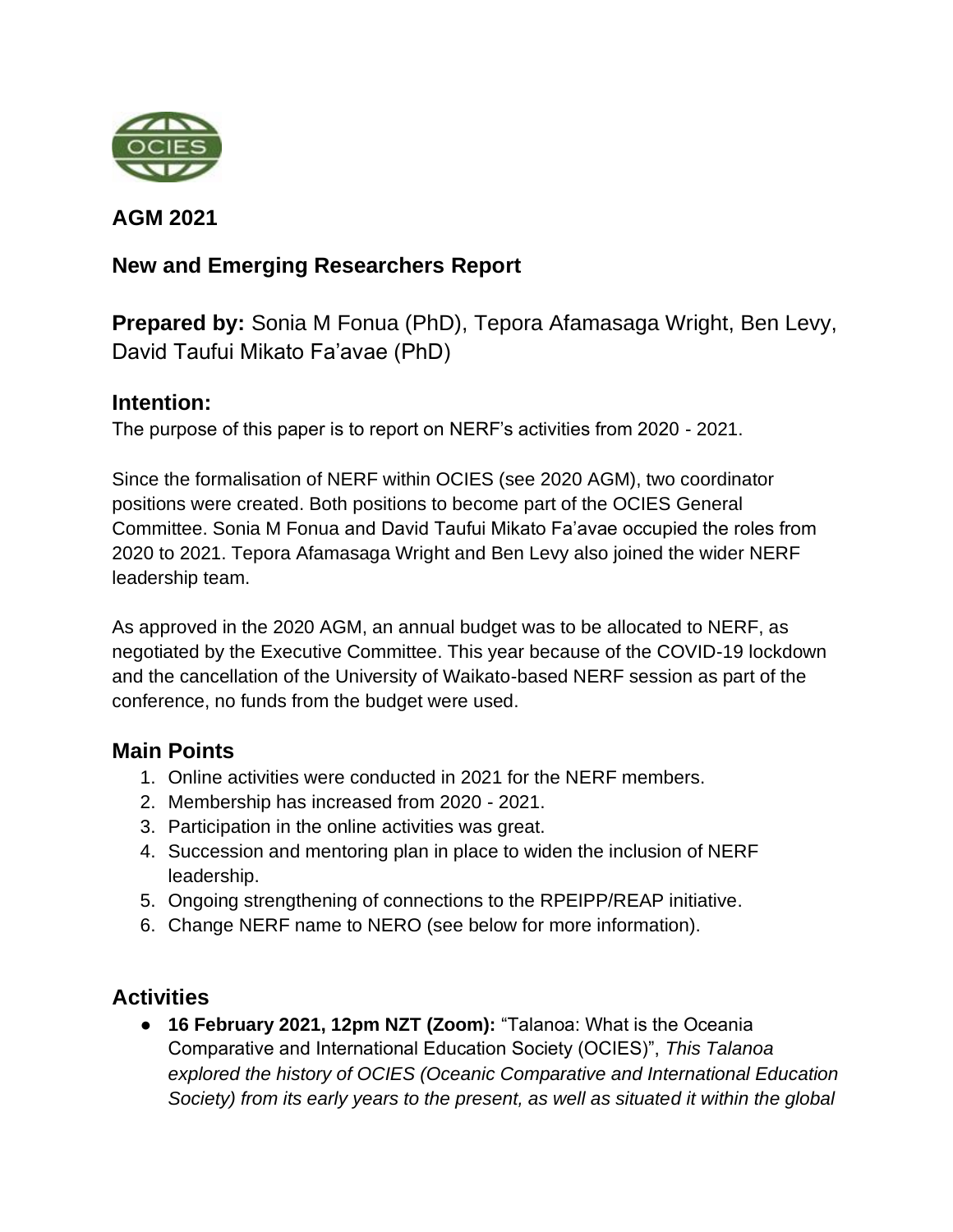## AGM 2021

## New and Emerging Researchers Report

**Prepared by:** Sonia M Fonua (PhD), Tepora Afamasaga Wright, Ben Levy, David Taufui Mikato Fa'avae (PhD)

### Intention:

The purpose of this paper is to report on NERF's activities from 2020 - 2021.

Since the formalisation of NERF within OCIES (see 2020 AGM), two coordinator positions were created. Both positions to become part of the OCIES General Committee. Sonia M Fonua and David Taufui Mikato Fa'avae occupied the roles from 2020 to 2021. Tepora Afamasaga Wright and Ben Levy also joined the wider NERF leadership team.

As approved in the 2020 AGM, an annual budget was to be allocated to NERF, as negotiated by the Executive Committee. This year because of the COVID-19 lockdown and the cancellation of the University of Waikato-based NERF session as part of the conference, no funds from the budget were used.

### Main Points

1. Online activities were conducted in 2021 for the NERF members.
2. Membership has increased from 2020 - 2021.
3. Participation in the online activities was great.
4. Succession and mentoring plan in place to widen the inclusion of NERF leadership.
5. Ongoing strengthening of connections to the RPEIPP/REAP initiative.
6. Change NERF name to NERO (see below for more information).

### Activities

- **16 February 2021, 12pm NZT (Zoom):** "Talanoa: What is the Oceania Comparative and International Education Society (OCIES)", *This Talanoa explored the history of OCIES (Oceanic Comparative and International Education Society) from its early years to the present, as well as situated it within the global*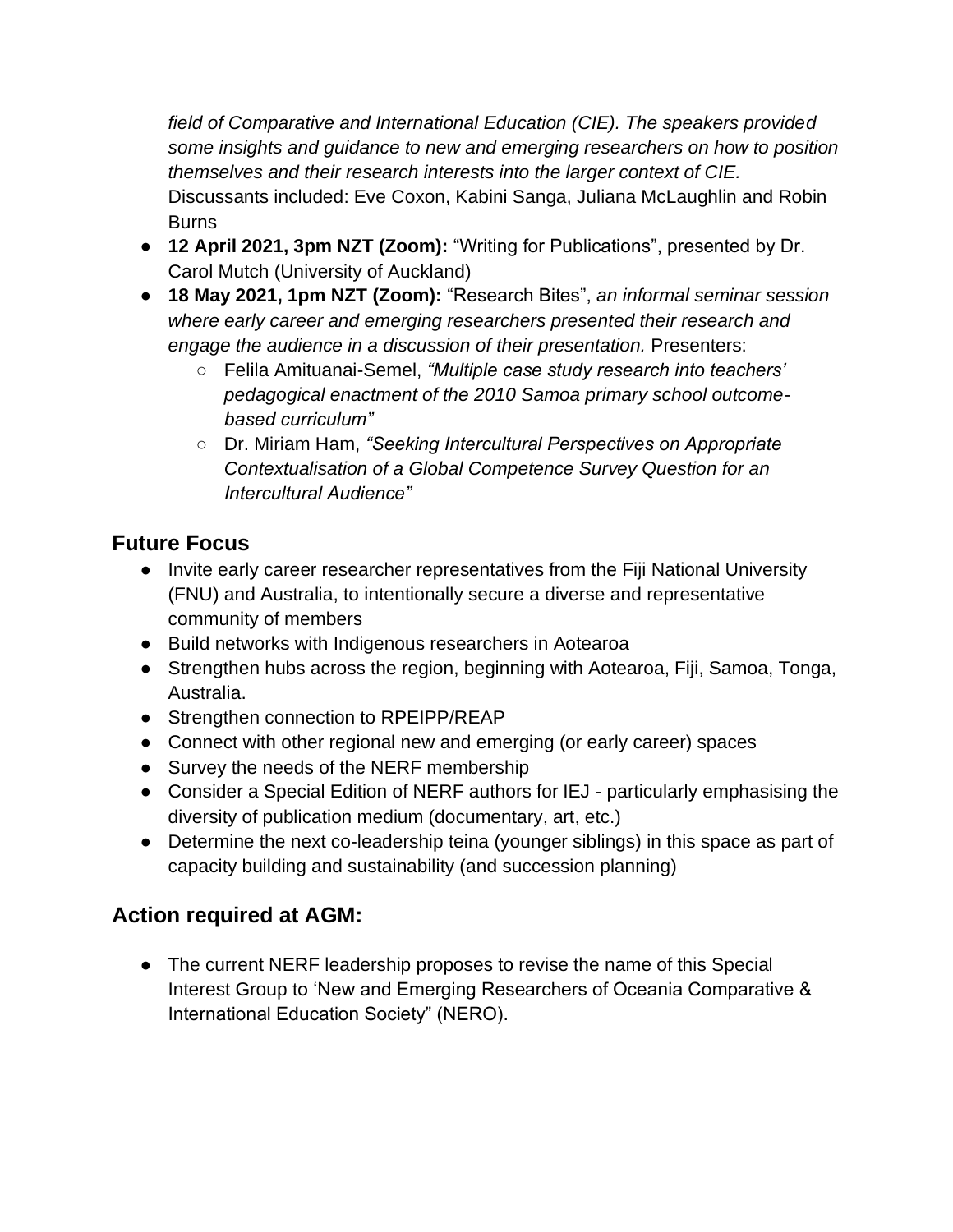*field of Comparative and International Education (CIE). The speakers provided some insights and guidance to new and emerging researchers on how to position themselves and their research interests into the larger context of CIE.* Discussants included: Eve Coxon, Kabini Sanga, Juliana McLaughlin and Robin Burns

- **12 April 2021, 3pm NZT (Zoom):** "Writing for Publications", presented by Dr. Carol Mutch (University of Auckland)
- **18 May 2021, 1pm NZT (Zoom):** "Research Bites", *an informal seminar session where early career and emerging researchers presented their research and engage the audience in a discussion of their presentation.* Presenters:
    - Felila Amituanai-Semel, *"Multiple case study research into teachers' pedagogical enactment of the 2010 Samoa primary school outcome-based curriculum"*
    - Dr. Miriam Ham, *"Seeking Intercultural Perspectives on Appropriate Contextualisation of a Global Competence Survey Question for an Intercultural Audience"*

## Future Focus

- Invite early career researcher representatives from the Fiji National University (FNU) and Australia, to intentionally secure a diverse and representative community of members
- Build networks with Indigenous researchers in Aotearoa
- Strengthen hubs across the region, beginning with Aotearoa, Fiji, Samoa, Tonga, Australia.
- Strengthen connection to RPEIPP/REAP
- Connect with other regional new and emerging (or early career) spaces
- Survey the needs of the NERF membership
- Consider a Special Edition of NERF authors for IEJ - particularly emphasising the diversity of publication medium (documentary, art, etc.)
- Determine the next co-leadership teina (younger siblings) in this space as part of capacity building and sustainability (and succession planning)

## Action required at AGM:

- The current NERF leadership proposes to revise the name of this Special Interest Group to 'New and Emerging Researchers of Oceania Comparative & International Education Society" (NERO).